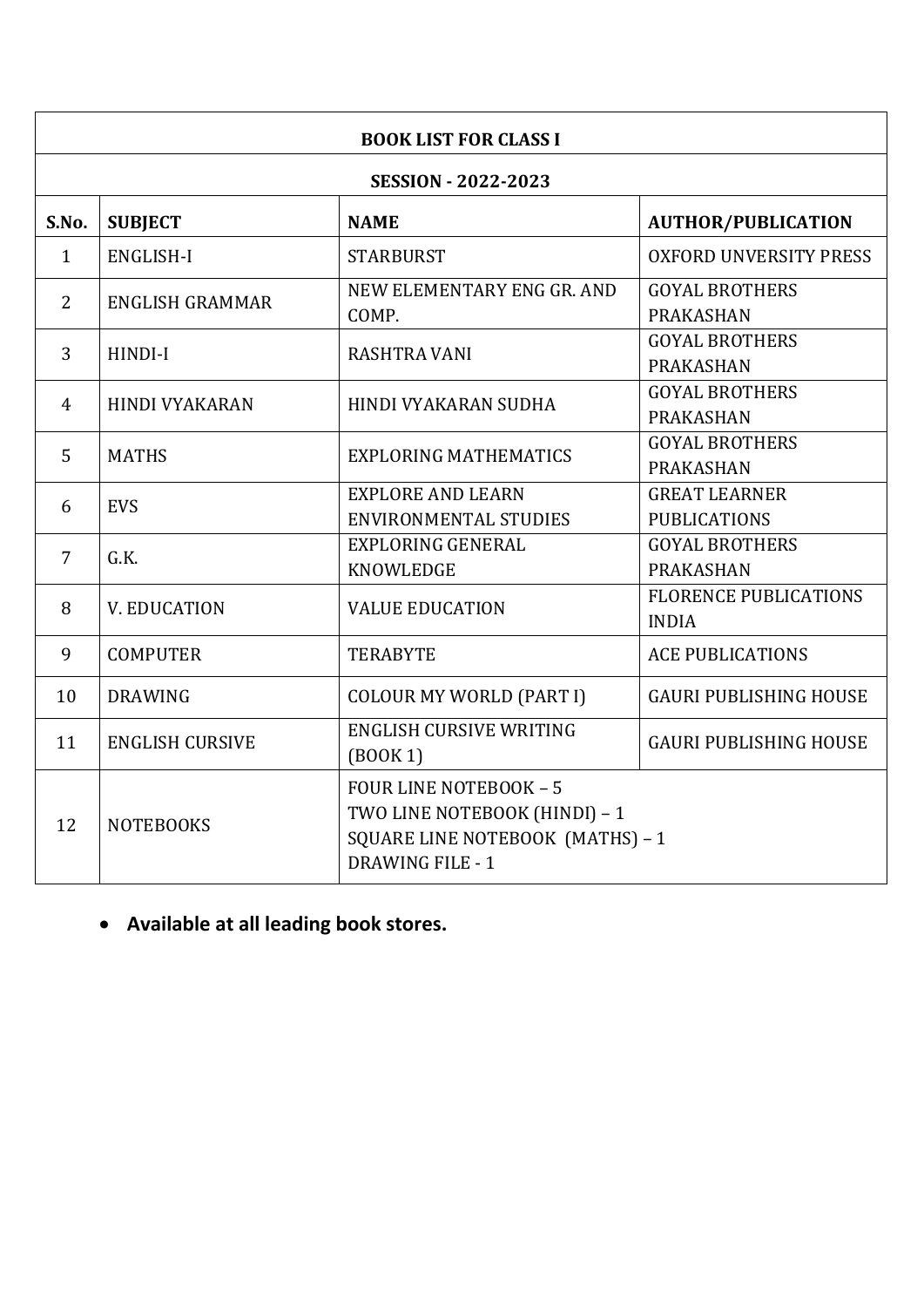| BOOK LIST FOR CLASS I | | | |
|---|---|---|---|
| **SESSION - 2022-2023** | | | |
| **S.No.** | **SUBJECT** | **NAME** | **AUTHOR/PUBLICATION** |
| 1 | ENGLISH-I | STARBURST | OXFORD UNVERSITY PRESS |
| 2 | ENGLISH GRAMMAR | NEW ELEMENTARY ENG GR. AND COMP. | GOYAL BROTHERS PRAKASHAN |
| 3 | HINDI-I | RASHTRA VANI | GOYAL BROTHERS PRAKASHAN |
| 4 | HINDI VYAKARAN | HINDI VYAKARAN SUDHA | GOYAL BROTHERS PRAKASHAN |
| 5 | MATHS | EXPLORING MATHEMATICS | GOYAL BROTHERS PRAKASHAN |
| 6 | EVS | EXPLORE AND LEARN ENVIRONMENTAL STUDIES | GREAT LEARNER PUBLICATIONS |
| 7 | G.K. | EXPLORING GENERAL KNOWLEDGE | GOYAL BROTHERS PRAKASHAN |
| 8 | V. EDUCATION | VALUE EDUCATION | FLORENCE PUBLICATIONS INDIA |
| 9 | COMPUTER | TERABYTE | ACE PUBLICATIONS |
| 10 | DRAWING | COLOUR MY WORLD (PART I) | GAURI PUBLISHING HOUSE |
| 11 | ENGLISH CURSIVE | ENGLISH CURSIVE WRITING (BOOK 1) | GAURI PUBLISHING HOUSE |
| 12 | NOTEBOOKS | FOUR LINE NOTEBOOK – 5<br>TWO LINE NOTEBOOK (HINDI) – 1<br>SQUARE LINE NOTEBOOK (MATHS) – 1<br>DRAWING FILE - 1 | |

- **Available at all leading book stores.**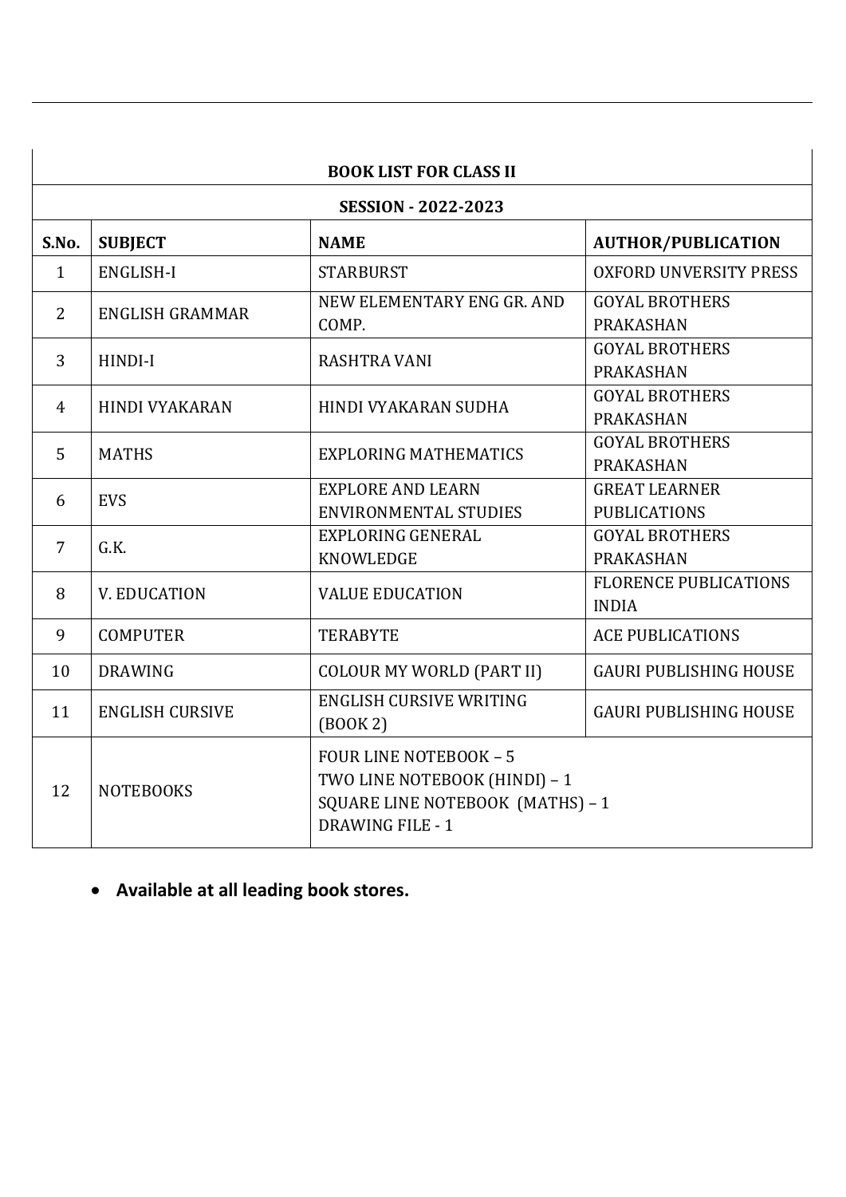| BOOK LIST FOR CLASS II | | | |
|---|---|---|---|
| **SESSION - 2022-2023** | | | |
| **S.No.** | **SUBJECT** | **NAME** | **AUTHOR/PUBLICATION** |
| 1 | ENGLISH-I | STARBURST | OXFORD UNVERSITY PRESS |
| 2 | ENGLISH GRAMMAR | NEW ELEMENTARY ENG GR. AND COMP. | GOYAL BROTHERS PRAKASHAN |
| 3 | HINDI-I | RASHTRA VANI | GOYAL BROTHERS PRAKASHAN |
| 4 | HINDI VYAKARAN | HINDI VYAKARAN SUDHA | GOYAL BROTHERS PRAKASHAN |
| 5 | MATHS | EXPLORING MATHEMATICS | GOYAL BROTHERS PRAKASHAN |
| 6 | EVS | EXPLORE AND LEARN ENVIRONMENTAL STUDIES | GREAT LEARNER PUBLICATIONS |
| 7 | G.K. | EXPLORING GENERAL KNOWLEDGE | GOYAL BROTHERS PRAKASHAN |
| 8 | V. EDUCATION | VALUE EDUCATION | FLORENCE PUBLICATIONS INDIA |
| 9 | COMPUTER | TERABYTE | ACE PUBLICATIONS |
| 10 | DRAWING | COLOUR MY WORLD (PART II) | GAURI PUBLISHING HOUSE |
| 11 | ENGLISH CURSIVE | ENGLISH CURSIVE WRITING (BOOK 2) | GAURI PUBLISHING HOUSE |
| 12 | NOTEBOOKS | FOUR LINE NOTEBOOK – 5<br>TWO LINE NOTEBOOK (HINDI) – 1<br>SQUARE LINE NOTEBOOK (MATHS) – 1<br>DRAWING FILE - 1 | |

- **Available at all leading book stores.**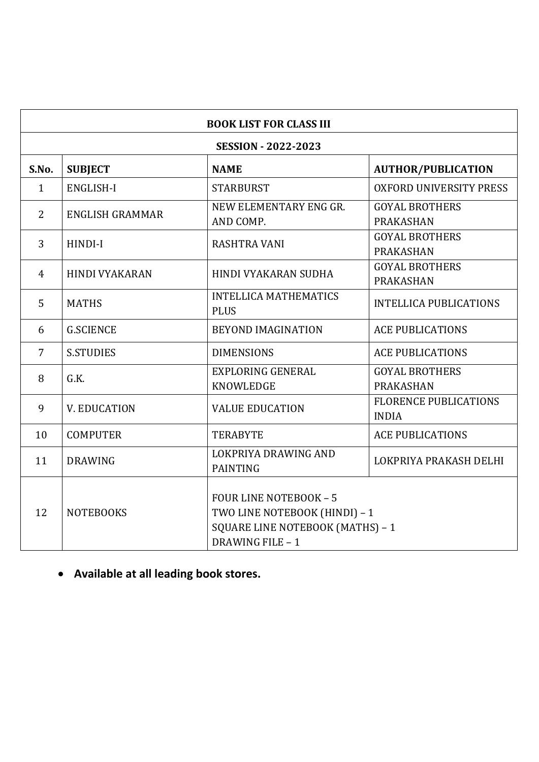| BOOK LIST FOR CLASS III | | | |
|---|---|---|---|
| **SESSION - 2022-2023** | | | |
| **S.No.** | **SUBJECT** | **NAME** | **AUTHOR/PUBLICATION** |
| 1 | ENGLISH-I | STARBURST | OXFORD UNIVERSITY PRESS |
| 2 | ENGLISH GRAMMAR | NEW ELEMENTARY ENG GR. AND COMP. | GOYAL BROTHERS PRAKASHAN |
| 3 | HINDI-I | RASHTRA VANI | GOYAL BROTHERS PRAKASHAN |
| 4 | HINDI VYAKARAN | HINDI VYAKARAN SUDHA | GOYAL BROTHERS PRAKASHAN |
| 5 | MATHS | INTELLICA MATHEMATICS PLUS | INTELLICA PUBLICATIONS |
| 6 | G.SCIENCE | BEYOND IMAGINATION | ACE PUBLICATIONS |
| 7 | S.STUDIES | DIMENSIONS | ACE PUBLICATIONS |
| 8 | G.K. | EXPLORING GENERAL KNOWLEDGE | GOYAL BROTHERS PRAKASHAN |
| 9 | V. EDUCATION | VALUE EDUCATION | FLORENCE PUBLICATIONS INDIA |
| 10 | COMPUTER | TERABYTE | ACE PUBLICATIONS |
| 11 | DRAWING | LOKPRIYA DRAWING AND PAINTING | LOKPRIYA PRAKASH DELHI |
| 12 | NOTEBOOKS | FOUR LINE NOTEBOOK – 5<br>TWO LINE NOTEBOOK (HINDI) – 1<br>SQUARE LINE NOTEBOOK (MATHS) – 1<br>DRAWING FILE – 1 | |

- **Available at all leading book stores.**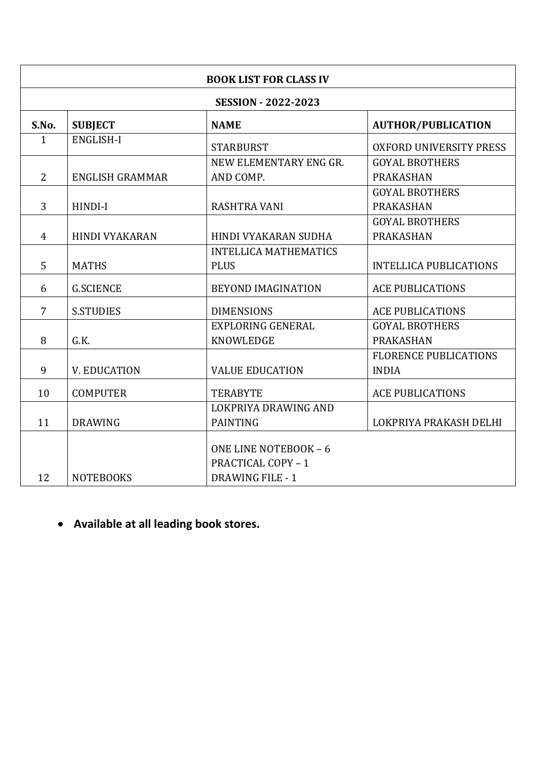| BOOK LIST FOR CLASS IV | | | |
|---|---|---|---|
| **SESSION - 2022-2023** | | | |
| **S.No.** | **SUBJECT** | **NAME** | **AUTHOR/PUBLICATION** |
| 1 | ENGLISH-I | STARBURST | OXFORD UNIVERSITY PRESS |
| 2 | ENGLISH GRAMMAR | NEW ELEMENTARY ENG GR. AND COMP. | GOYAL BROTHERS PRAKASHAN |
| 3 | HINDI-I | RASHTRA VANI | GOYAL BROTHERS PRAKASHAN |
| 4 | HINDI VYAKARAN | HINDI VYAKARAN SUDHA | GOYAL BROTHERS PRAKASHAN |
| 5 | MATHS | INTELLICA MATHEMATICS PLUS | INTELLICA PUBLICATIONS |
| 6 | G.SCIENCE | BEYOND IMAGINATION | ACE PUBLICATIONS |
| 7 | S.STUDIES | DIMENSIONS | ACE PUBLICATIONS |
| 8 | G.K. | EXPLORING GENERAL KNOWLEDGE | GOYAL BROTHERS PRAKASHAN |
| 9 | V. EDUCATION | VALUE EDUCATION | FLORENCE PUBLICATIONS INDIA |
| 10 | COMPUTER | TERABYTE | ACE PUBLICATIONS |
| 11 | DRAWING | LOKPRIYA DRAWING AND PAINTING | LOKPRIYA PRAKASH DELHI |
| 12 | NOTEBOOKS | ONE LINE NOTEBOOK – 6<br>PRACTICAL COPY – 1<br>DRAWING FILE - 1 | |

- **Available at all leading book stores.**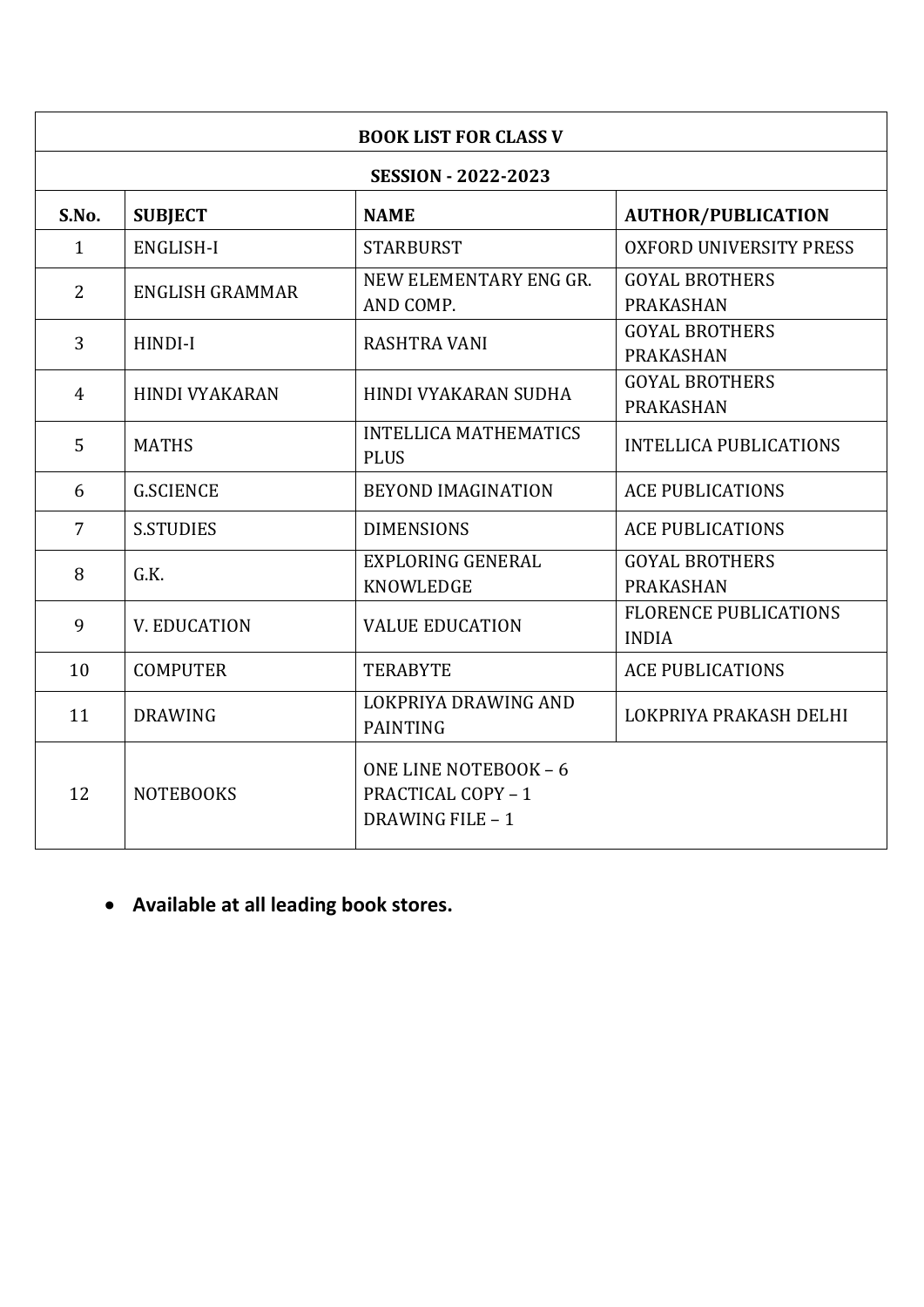| BOOK LIST FOR CLASS V | | | |
|---|---|---|---|
| SESSION - 2022-2023 | | | |
| **S.No.** | **SUBJECT** | **NAME** | **AUTHOR/PUBLICATION** |
| 1 | ENGLISH-I | STARBURST | OXFORD UNIVERSITY PRESS |
| 2 | ENGLISH GRAMMAR | NEW ELEMENTARY ENG GR. AND COMP. | GOYAL BROTHERS PRAKASHAN |
| 3 | HINDI-I | RASHTRA VANI | GOYAL BROTHERS PRAKASHAN |
| 4 | HINDI VYAKARAN | HINDI VYAKARAN SUDHA | GOYAL BROTHERS PRAKASHAN |
| 5 | MATHS | INTELLICA MATHEMATICS PLUS | INTELLICA PUBLICATIONS |
| 6 | G.SCIENCE | BEYOND IMAGINATION | ACE PUBLICATIONS |
| 7 | S.STUDIES | DIMENSIONS | ACE PUBLICATIONS |
| 8 | G.K. | EXPLORING GENERAL KNOWLEDGE | GOYAL BROTHERS PRAKASHAN |
| 9 | V. EDUCATION | VALUE EDUCATION | FLORENCE PUBLICATIONS INDIA |
| 10 | COMPUTER | TERABYTE | ACE PUBLICATIONS |
| 11 | DRAWING | LOKPRIYA DRAWING AND PAINTING | LOKPRIYA PRAKASH DELHI |
| 12 | NOTEBOOKS | ONE LINE NOTEBOOK – 6<br>PRACTICAL COPY – 1<br>DRAWING FILE – 1 | |

- **Available at all leading book stores.**